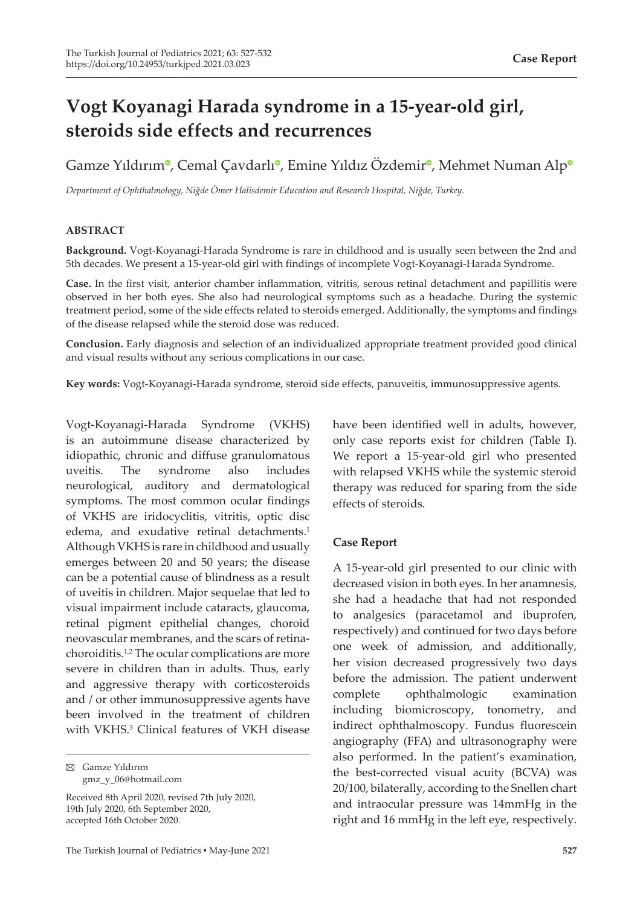# Vogt Koyanagi Harada syndrome in a 15-year-old girl, steroids side effects and recurrences

Gamze Yıldırım, Cemal Çavdarlı, Emine Yıldız Özdemir, Mehmet Numan Alp

*Department of Ophthalmology, Niğde Ömer Halisdemir Education and Research Hospital, Niğde, Turkey.*

### ABSTRACT

**Background.** Vogt-Koyanagi-Harada Syndrome is rare in childhood and is usually seen between the 2nd and 5th decades. We present a 15-year-old girl with findings of incomplete Vogt-Koyanagi-Harada Syndrome.

**Case.** In the first visit, anterior chamber inflammation, vitritis, serous retinal detachment and papillitis were observed in her both eyes. She also had neurological symptoms such as a headache. During the systemic treatment period, some of the side effects related to steroids emerged. Additionally, the symptoms and findings of the disease relapsed while the steroid dose was reduced.

**Conclusion.** Early diagnosis and selection of an individualized appropriate treatment provided good clinical and visual results without any serious complications in our case.

**Key words:** Vogt-Koyanagi-Harada syndrome, steroid side effects, panuveitis, immunosuppressive agents.

Vogt-Koyanagi-Harada Syndrome (VKHS) is an autoimmune disease characterized by idiopathic, chronic and diffuse granulomatous uveitis. The syndrome also includes neurological, auditory and dermatological symptoms. The most common ocular findings of VKHS are iridocyclitis, vitritis, optic disc edema, and exudative retinal detachments.[1] Although VKHS is rare in childhood and usually emerges between 20 and 50 years; the disease can be a potential cause of blindness as a result of uveitis in children. Major sequelae that led to visual impairment include cataracts, glaucoma, retinal pigment epithelial changes, choroid neovascular membranes, and the scars of retina-choroiditis.[1,2] The ocular complications are more severe in children than in adults. Thus, early and aggressive therapy with corticosteroids and / or other immunosuppressive agents have been involved in the treatment of children with VKHS.[3] Clinical features of VKH disease have been identified well in adults, however, only case reports exist for children (Table I). We report a 15-year-old girl who presented with relapsed VKHS while the systemic steroid therapy was reduced for sparing from the side effects of steroids.

✉ Gamze Yıldırım
gmz_y_06@hotmail.com

Received 8th April 2020, revised 7th July 2020, 19th July 2020, 6th September 2020, accepted 16th October 2020.

## Case Report

A 15-year-old girl presented to our clinic with decreased vision in both eyes. In her anamnesis, she had a headache that had not responded to analgesics (paracetamol and ibuprofen, respectively) and continued for two days before one week of admission, and additionally, her vision decreased progressively two days before the admission. The patient underwent complete ophthalmologic examination including biomicroscopy, tonometry, and indirect ophthalmoscopy. Fundus fluorescein angiography (FFA) and ultrasonography were also performed. In the patient's examination, the best-corrected visual acuity (BCVA) was 20/100, bilaterally, according to the Snellen chart and intraocular pressure was 14mmHg in the right and 16 mmHg in the left eye, respectively.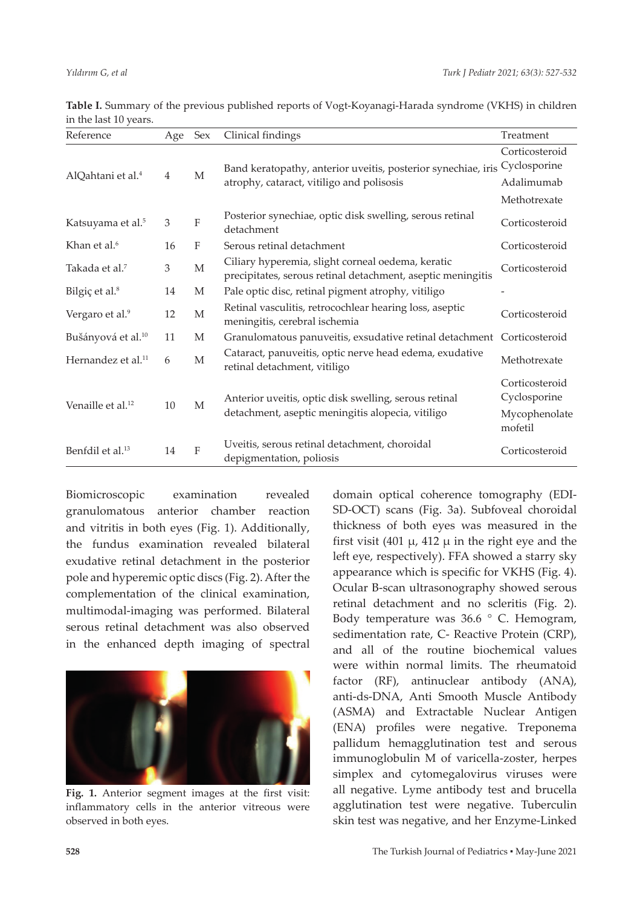**Table I.** Summary of the previous published reports of Vogt-Koyanagi-Harada syndrome (VKHS) in children in the last 10 years.

| Reference | Age | Sex | Clinical findings | Treatment |
|---|---|---|---|---|
| AlQahtani et al.[4] | 4 | M | Band keratopathy, anterior uveitis, posterior synechiae, iris atrophy, cataract, vitiligo and polisosis | Corticosteroid Cyclosporine Adalimumab Methotrexate |
| Katsuyama et al.[5] | 3 | F | Posterior synechiae, optic disk swelling, serous retinal detachment | Corticosteroid |
| Khan et al.[6] | 16 | F | Serous retinal detachment | Corticosteroid |
| Takada et al.[7] | 3 | M | Ciliary hyperemia, slight corneal oedema, keratic precipitates, serous retinal detachment, aseptic meningitis | Corticosteroid |
| Bilgiç et al.[8] | 14 | M | Pale optic disc, retinal pigment atrophy, vitiligo | - |
| Vergaro et al.[9] | 12 | M | Retinal vasculitis, retrocochlear hearing loss, aseptic meningitis, cerebral ischemia | Corticosteroid |
| Bušányová et al.[10] | 11 | M | Granulomatous panuveitis, exsudative retinal detachment | Corticosteroid |
| Hernandez et al.[11] | 6 | M | Cataract, panuveitis, optic nerve head edema, exudative retinal detachment, vitiligo | Methotrexate |
| Venaille et al.[12] | 10 | M | Anterior uveitis, optic disk swelling, serous retinal detachment, aseptic meningitis alopecia, vitiligo | Corticosteroid Cyclosporine Mycophenolate mofetil |
| Benfdil et al.[13] | 14 | F | Uveitis, serous retinal detachment, choroidal depigmentation, poliosis | Corticosteroid |

Biomicroscopic examination revealed granulomatous anterior chamber reaction and vitritis in both eyes (Fig. 1). Additionally, the fundus examination revealed bilateral exudative retinal detachment in the posterior pole and hyperemic optic discs (Fig. 2). After the complementation of the clinical examination, multimodal-imaging was performed. Bilateral serous retinal detachment was also observed in the enhanced depth imaging of spectral domain optical coherence tomography (EDI-SD-OCT) scans (Fig. 3a). Subfoveal choroidal thickness of both eyes was measured in the first visit (401 μ, 412 μ in the right eye and the left eye, respectively). FFA showed a starry sky appearance which is specific for VKHS (Fig. 4). Ocular B-scan ultrasonography showed serous retinal detachment and no scleritis (Fig. 2). Body temperature was 36.6 ° C. Hemogram, sedimentation rate, C- Reactive Protein (CRP), and all of the routine biochemical values were within normal limits. The rheumatoid factor (RF), antinuclear antibody (ANA), anti-ds-DNA, Anti Smooth Muscle Antibody (ASMA) and Extractable Nuclear Antigen (ENA) profiles were negative. Treponema pallidum hemagglutination test and serous immunoglobulin M of varicella-zoster, herpes simplex and cytomegalovirus viruses were all negative. Lyme antibody test and brucella agglutination test were negative. Tuberculin skin test was negative, and her Enzyme-Linked

**Fig. 1.** Anterior segment images at the first visit: inflammatory cells in the anterior vitreous were observed in both eyes.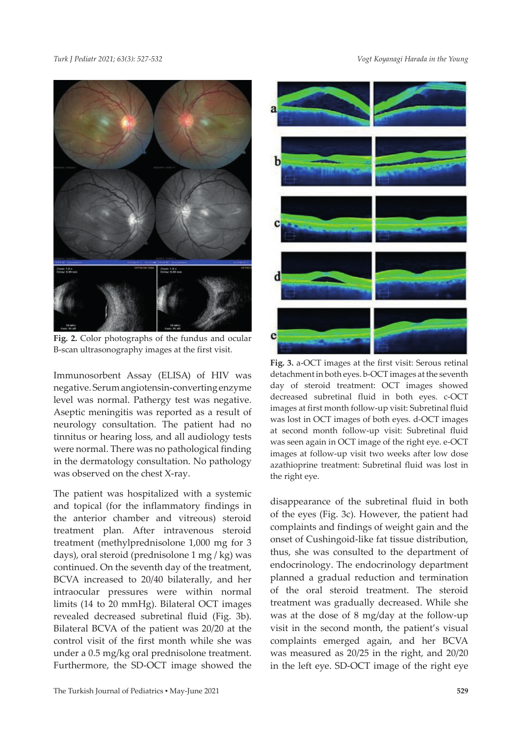Fig. 2. Color photographs of the fundus and ocular B-scan ultrasonography images at the first visit.

Immunosorbent Assay (ELISA) of HIV was negative. Serum angiotensin-converting enzyme level was normal. Pathergy test was negative. Aseptic meningitis was reported as a result of neurology consultation. The patient had no tinnitus or hearing loss, and all audiology tests were normal. There was no pathological finding in the dermatology consultation. No pathology was observed on the chest X-ray.

The patient was hospitalized with a systemic and topical (for the inflammatory findings in the anterior chamber and vitreous) steroid treatment plan. After intravenous steroid treatment (methylprednisolone 1,000 mg for 3 days), oral steroid (prednisolone 1 mg / kg) was continued. On the seventh day of the treatment, BCVA increased to 20/40 bilaterally, and her intraocular pressures were within normal limits (14 to 20 mmHg). Bilateral OCT images revealed decreased subretinal fluid (Fig. 3b). Bilateral BCVA of the patient was 20/20 at the control visit of the first month while she was under a 0.5 mg/kg oral prednisolone treatment. Furthermore, the SD-OCT image showed the disappearance of the subretinal fluid in both of the eyes (Fig. 3c). However, the patient had complaints and findings of weight gain and the onset of Cushingoid-like fat tissue distribution, thus, she was consulted to the department of endocrinology. The endocrinology department planned a gradual reduction and termination of the oral steroid treatment. The steroid treatment was gradually decreased. While she was at the dose of 8 mg/day at the follow-up visit in the second month, the patient's visual complaints emerged again, and her BCVA was measured as 20/25 in the right, and 20/20 in the left eye. SD-OCT image of the right eye

Fig. 3. a-OCT images at the first visit: Serous retinal detachment in both eyes. b-OCT images at the seventh day of steroid treatment: OCT images showed decreased subretinal fluid in both eyes. c-OCT images at first month follow-up visit: Subretinal fluid was lost in OCT images of both eyes. d-OCT images at second month follow-up visit: Subretinal fluid was seen again in OCT image of the right eye. e-OCT images at follow-up visit two weeks after low dose azathioprine treatment: Subretinal fluid was lost in the right eye.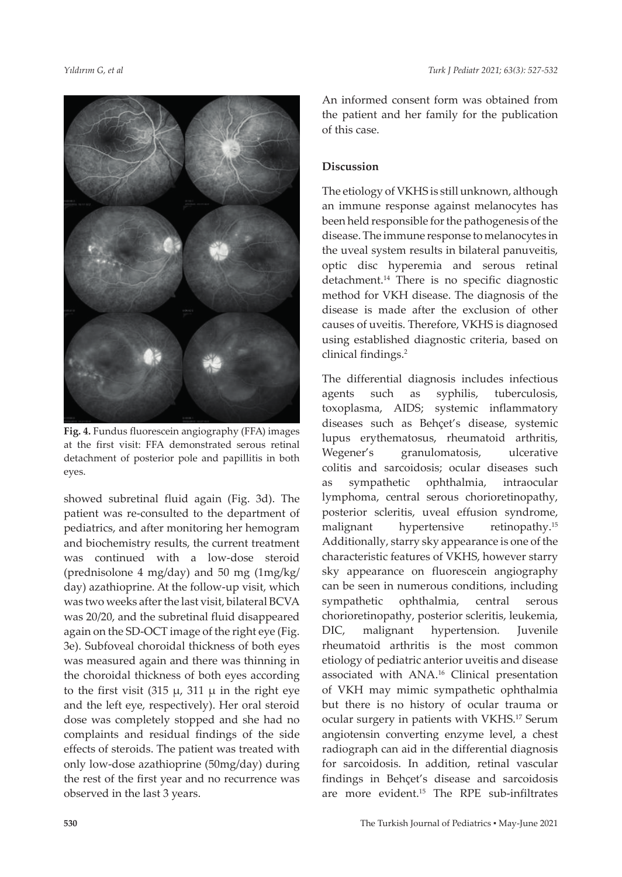**Fig. 4.** Fundus fluorescein angiography (FFA) images at the first visit: FFA demonstrated serous retinal detachment of posterior pole and papillitis in both eyes.

showed subretinal fluid again (Fig. 3d). The patient was re-consulted to the department of pediatrics, and after monitoring her hemogram and biochemistry results, the current treatment was continued with a low-dose steroid (prednisolone 4 mg/day) and 50 mg (1mg/kg/day) azathioprine. At the follow-up visit, which was two weeks after the last visit, bilateral BCVA was 20/20, and the subretinal fluid disappeared again on the SD-OCT image of the right eye (Fig. 3e). Subfoveal choroidal thickness of both eyes was measured again and there was thinning in the choroidal thickness of both eyes according to the first visit (315 μ, 311 μ in the right eye and the left eye, respectively). Her oral steroid dose was completely stopped and she had no complaints and residual findings of the side effects of steroids. The patient was treated with only low-dose azathioprine (50mg/day) during the rest of the first year and no recurrence was observed in the last 3 years.

An informed consent form was obtained from the patient and her family for the publication of this case.

## Discussion

The etiology of VKHS is still unknown, although an immune response against melanocytes has been held responsible for the pathogenesis of the disease. The immune response to melanocytes in the uveal system results in bilateral panuveitis, optic disc hyperemia and serous retinal detachment.[14] There is no specific diagnostic method for VKH disease. The diagnosis of the disease is made after the exclusion of other causes of uveitis. Therefore, VKHS is diagnosed using established diagnostic criteria, based on clinical findings.[2]

The differential diagnosis includes infectious agents such as syphilis, tuberculosis, toxoplasma, AIDS; systemic inflammatory diseases such as Behçet's disease, systemic lupus erythematosus, rheumatoid arthritis, Wegener's granulomatosis, ulcerative colitis and sarcoidosis; ocular diseases such as sympathetic ophthalmia, intraocular lymphoma, central serous chorioretinopathy, posterior scleritis, uveal effusion syndrome, malignant hypertensive retinopathy.[15] Additionally, starry sky appearance is one of the characteristic features of VKHS, however starry sky appearance on fluorescein angiography can be seen in numerous conditions, including sympathetic ophthalmia, central serous chorioretinopathy, posterior scleritis, leukemia, DIC, malignant hypertension. Juvenile rheumatoid arthritis is the most common etiology of pediatric anterior uveitis and disease associated with ANA.[16] Clinical presentation of VKH may mimic sympathetic ophthalmia but there is no history of ocular trauma or ocular surgery in patients with VKHS.[17] Serum angiotensin converting enzyme level, a chest radiograph can aid in the differential diagnosis for sarcoidosis. In addition, retinal vascular findings in Behçet's disease and sarcoidosis are more evident.[15] The RPE sub-infiltrates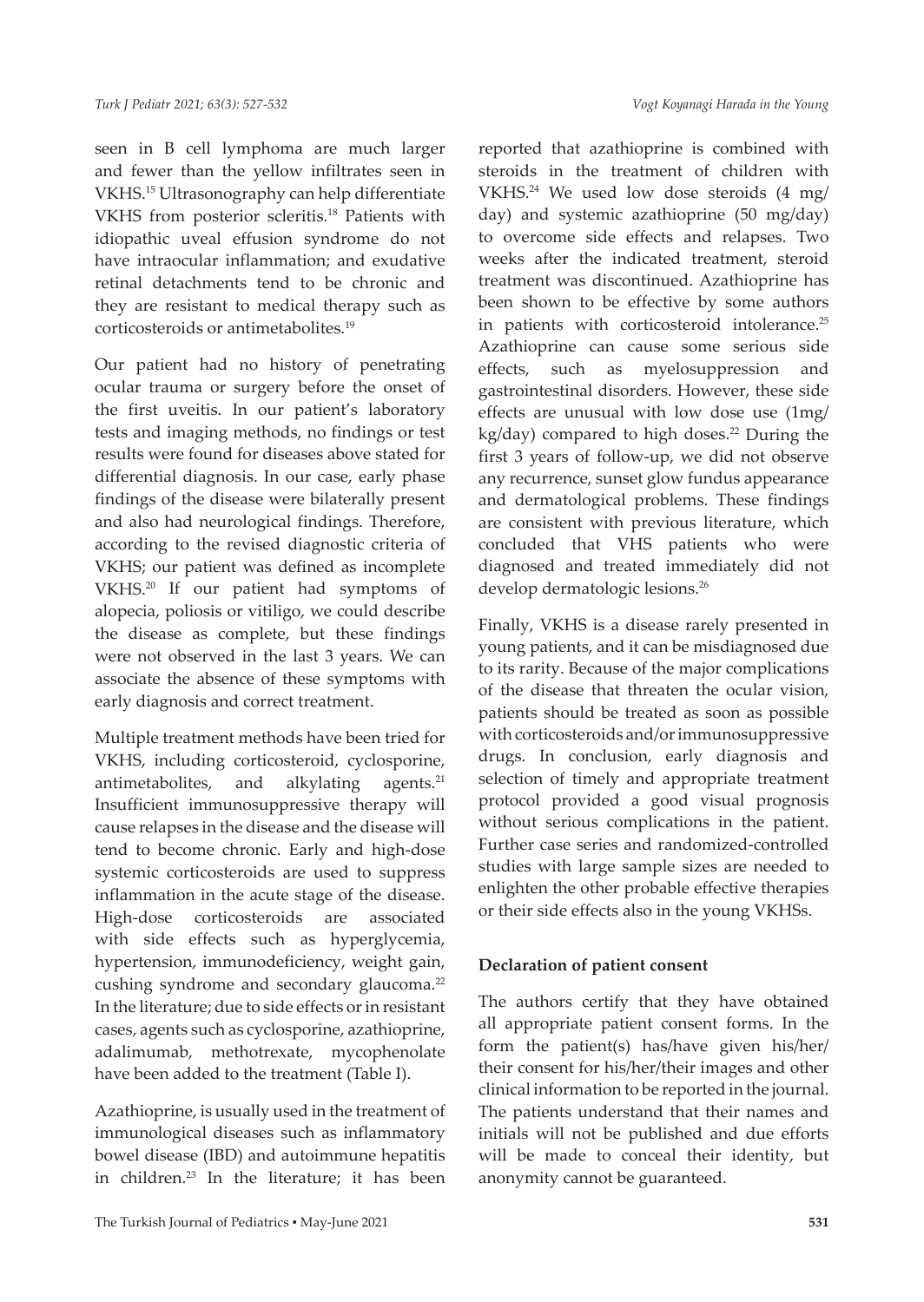seen in B cell lymphoma are much larger and fewer than the yellow infiltrates seen in VKHS.[15] Ultrasonography can help differentiate VKHS from posterior scleritis.[18] Patients with idiopathic uveal effusion syndrome do not have intraocular inflammation; and exudative retinal detachments tend to be chronic and they are resistant to medical therapy such as corticosteroids or antimetabolites.[19]

Our patient had no history of penetrating ocular trauma or surgery before the onset of the first uveitis. In our patient's laboratory tests and imaging methods, no findings or test results were found for diseases above stated for differential diagnosis. In our case, early phase findings of the disease were bilaterally present and also had neurological findings. Therefore, according to the revised diagnostic criteria of VKHS; our patient was defined as incomplete VKHS.[20] If our patient had symptoms of alopecia, poliosis or vitiligo, we could describe the disease as complete, but these findings were not observed in the last 3 years. We can associate the absence of these symptoms with early diagnosis and correct treatment.

Multiple treatment methods have been tried for VKHS, including corticosteroid, cyclosporine, antimetabolites, and alkylating agents.[21] Insufficient immunosuppressive therapy will cause relapses in the disease and the disease will tend to become chronic. Early and high-dose systemic corticosteroids are used to suppress inflammation in the acute stage of the disease. High-dose corticosteroids are associated with side effects such as hyperglycemia, hypertension, immunodeficiency, weight gain, cushing syndrome and secondary glaucoma.[22] In the literature; due to side effects or in resistant cases, agents such as cyclosporine, azathioprine, adalimumab, methotrexate, mycophenolate have been added to the treatment (Table I).

Azathioprine, is usually used in the treatment of immunological diseases such as inflammatory bowel disease (IBD) and autoimmune hepatitis in children.[23] In the literature; it has been reported that azathioprine is combined with steroids in the treatment of children with VKHS.[24] We used low dose steroids (4 mg/day) and systemic azathioprine (50 mg/day) to overcome side effects and relapses. Two weeks after the indicated treatment, steroid treatment was discontinued. Azathioprine has been shown to be effective by some authors in patients with corticosteroid intolerance.[25] Azathioprine can cause some serious side effects, such as myelosuppression and gastrointestinal disorders. However, these side effects are unusual with low dose use (1mg/kg/day) compared to high doses.[22] During the first 3 years of follow-up, we did not observe any recurrence, sunset glow fundus appearance and dermatological problems. These findings are consistent with previous literature, which concluded that VHS patients who were diagnosed and treated immediately did not develop dermatologic lesions.[26]

Finally, VKHS is a disease rarely presented in young patients, and it can be misdiagnosed due to its rarity. Because of the major complications of the disease that threaten the ocular vision, patients should be treated as soon as possible with corticosteroids and/or immunosuppressive drugs. In conclusion, early diagnosis and selection of timely and appropriate treatment protocol provided a good visual prognosis without serious complications in the patient. Further case series and randomized-controlled studies with large sample sizes are needed to enlighten the other probable effective therapies or their side effects also in the young VKHSs.

## Declaration of patient consent

The authors certify that they have obtained all appropriate patient consent forms. In the form the patient(s) has/have given his/her/their consent for his/her/their images and other clinical information to be reported in the journal. The patients understand that their names and initials will not be published and due efforts will be made to conceal their identity, but anonymity cannot be guaranteed.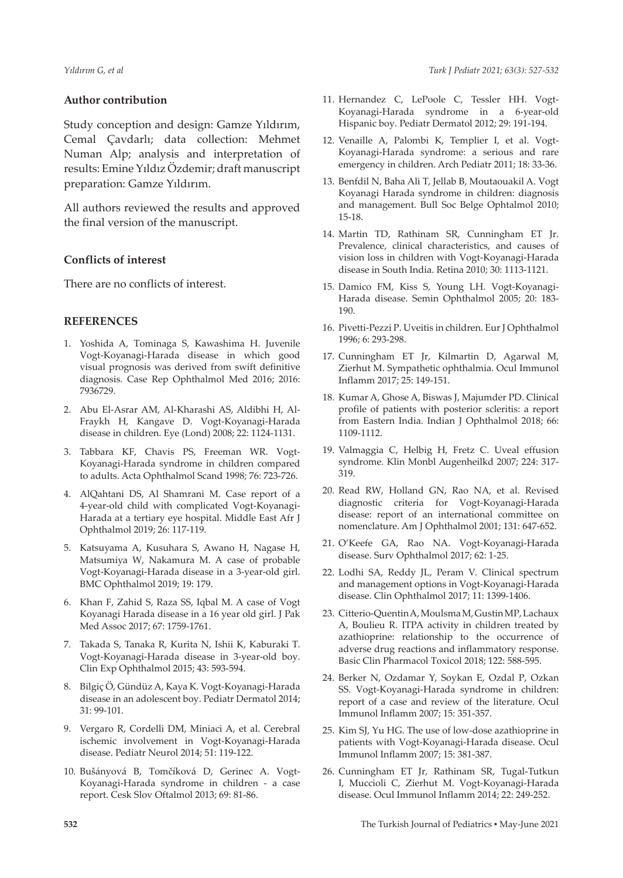**Author contribution**

Study conception and design: Gamze Yıldırım, Cemal Çavdarlı; data collection: Mehmet Numan Alp; analysis and interpretation of results: Emine Yıldız Özdemir; draft manuscript preparation: Gamze Yıldırım.

All authors reviewed the results and approved the final version of the manuscript.

**Conflicts of interest**

There are no conflicts of interest.

**REFERENCES**

1. Yoshida A, Tominaga S, Kawashima H. Juvenile Vogt-Koyanagi-Harada disease in which good visual prognosis was derived from swift definitive diagnosis. Case Rep Ophthalmol Med 2016; 2016: 7936729.
2. Abu El-Asrar AM, Al-Kharashi AS, Aldibhi H, Al-Fraykh H, Kangave D. Vogt-Koyanagi-Harada disease in children. Eye (Lond) 2008; 22: 1124-1131.
3. Tabbara KF, Chavis PS, Freeman WR. Vogt-Koyanagi-Harada syndrome in children compared to adults. Acta Ophthalmol Scand 1998; 76: 723-726.
4. AlQahtani DS, Al Shamrani M. Case report of a 4-year-old child with complicated Vogt-Koyanagi-Harada at a tertiary eye hospital. Middle East Afr J Ophthalmol 2019; 26: 117-119.
5. Katsuyama A, Kusuhara S, Awano H, Nagase H, Matsumiya W, Nakamura M. A case of probable Vogt-Koyanagi-Harada disease in a 3-year-old girl. BMC Ophthalmol 2019; 19: 179.
6. Khan F, Zahid S, Raza SS, Iqbal M. A case of Vogt Koyanagi Harada disease in a 16 year old girl. J Pak Med Assoc 2017; 67: 1759-1761.
7. Takada S, Tanaka R, Kurita N, Ishii K, Kaburaki T. Vogt-Koyanagi-Harada disease in 3-year-old boy. Clin Exp Ophthalmol 2015; 43: 593-594.
8. Bilgiç Ö, Gündüz A, Kaya K. Vogt-Koyanagi-Harada disease in an adolescent boy. Pediatr Dermatol 2014; 31: 99-101.
9. Vergaro R, Cordelli DM, Miniaci A, et al. Cerebral ischemic involvement in Vogt-Koyanagi-Harada disease. Pediatr Neurol 2014; 51: 119-122.
10. Bušányová B, Tomčíková D, Gerinec A. Vogt-Koyanagi-Harada syndrome in children - a case report. Cesk Slov Oftalmol 2013; 69: 81-86.
11. Hernandez C, LePoole C, Tessler HH. Vogt-Koyanagi-Harada syndrome in a 6-year-old Hispanic boy. Pediatr Dermatol 2012; 29: 191-194.
12. Venaille A, Palombi K, Templier I, et al. Vogt-Koyanagi-Harada syndrome: a serious and rare emergency in children. Arch Pediatr 2011; 18: 33-36.
13. Benfdil N, Baha Ali T, Jellab B, Moutaouakil A. Vogt Koyanagi Harada syndrome in children: diagnosis and management. Bull Soc Belge Ophtalmol 2010; 15-18.
14. Martin TD, Rathinam SR, Cunningham ET Jr. Prevalence, clinical characteristics, and causes of vision loss in children with Vogt-Koyanagi-Harada disease in South India. Retina 2010; 30: 1113-1121.
15. Damico FM, Kiss S, Young LH. Vogt-Koyanagi-Harada disease. Semin Ophthalmol 2005; 20: 183-190.
16. Pivetti-Pezzi P. Uveitis in children. Eur J Ophthalmol 1996; 6: 293-298.
17. Cunningham ET Jr, Kilmartin D, Agarwal M, Zierhut M. Sympathetic ophthalmia. Ocul Immunol Inflamm 2017; 25: 149-151.
18. Kumar A, Ghose A, Biswas J, Majumder PD. Clinical profile of patients with posterior scleritis: a report from Eastern India. Indian J Ophthalmol 2018; 66: 1109-1112.
19. Valmaggia C, Helbig H, Fretz C. Uveal effusion syndrome. Klin Monbl Augenheilkd 2007; 224: 317-319.
20. Read RW, Holland GN, Rao NA, et al. Revised diagnostic criteria for Vogt-Koyanagi-Harada disease: report of an international committee on nomenclature. Am J Ophthalmol 2001; 131: 647-652.
21. O'Keefe GA, Rao NA. Vogt-Koyanagi-Harada disease. Surv Ophthalmol 2017; 62: 1-25.
22. Lodhi SA, Reddy JL, Peram V. Clinical spectrum and management options in Vogt-Koyanagi-Harada disease. Clin Ophthalmol 2017; 11: 1399-1406.
23. Citterio-Quentin A, Moulsma M, Gustin MP, Lachaux A, Boulieu R. ITPA activity in children treated by azathioprine: relationship to the occurrence of adverse drug reactions and inflammatory response. Basic Clin Pharmacol Toxicol 2018; 122: 588-595.
24. Berker N, Ozdamar Y, Soykan E, Ozdal P, Ozkan SS. Vogt-Koyanagi-Harada syndrome in children: report of a case and review of the literature. Ocul Immunol Inflamm 2007; 15: 351-357.
25. Kim SJ, Yu HG. The use of low-dose azathioprine in patients with Vogt-Koyanagi-Harada disease. Ocul Immunol Inflamm 2007; 15: 381-387.
26. Cunningham ET Jr, Rathinam SR, Tugal-Tutkun I, Muccioli C, Zierhut M. Vogt-Koyanagi-Harada disease. Ocul Immunol Inflamm 2014; 22: 249-252.